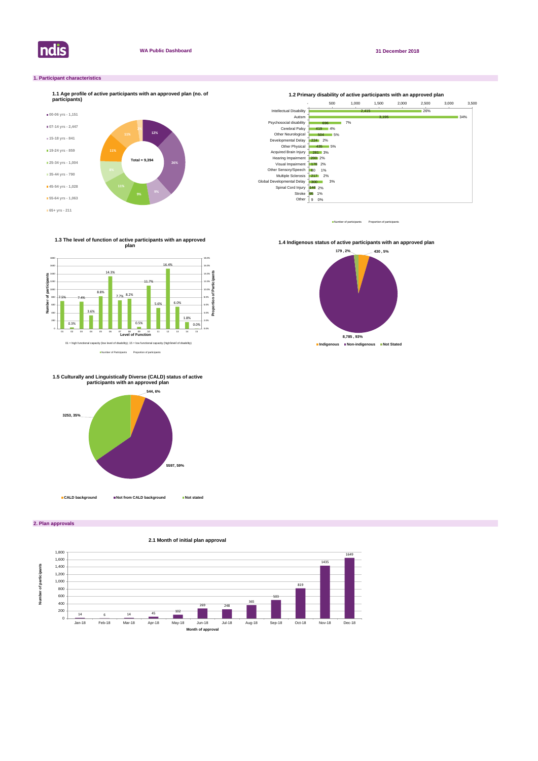**WA Public Dashboard** | **31 December 2018**

## 1. Participant characteristics

### 1.1 Age profile of active participants with an approved plan (no. of participants)

- 00-06 yrs - 1,151
- 07-14 yrs - 2,447
- 15-18 yrs - 841
- 19-24 yrs - 859
- 25-34 yrs - 1,004
- 35-44 yrs - 790
- 45-54 yrs - 1,028
- 55-64 yrs - 1,063
- 65+ yrs - 211

Total = 9,394

### 1.2 Primary disability of active participants with an approved plan

| Primary disability | Number of participants | Proportion of participants |
|---|---|---|
| Intellectual Disability | 2,415 | 26% |
| Autism | 3,195 | 34% |
| Psychosocial disability | 696 | 7% |
| Cerebral Palsy | 419 | 4% |
| Other Neurological | 504 | 5% |
| Developmental Delay | 224 | 2% |
| Other Physical | 435 | 5% |
| Acquired Brain Injury | 281 | 3% |
| Hearing Impairment | 200 | 2% |
| Visual Impairment | 178 | 2% |
| Other Sensory/Speech | 60 | 1% |
| Multiple Sclerosis | 217 | 2% |
| Global Developmental Delay | 300 | 3% |
| Spinal Cord Injury | 146 | 2% |
| Stroke | 95 | 1% |
| Other | 9 | 0% |

### 1.3 The level of function of active participants with an approved plan

| Level of Function | Proportion of Participants |
|---|---|
| 01 | 7.5% |
| 02 | 0.3% |
| 03 | 7.4% |
| 04 | 3.6% |
| 05 | 8.8% |
| 06 | 14.3% |
| 07 | 7.7% |
| 08 | 8.2% |
| 09 | 0.5% |
| 10 | 11.7% |
| 11 | 5.6% |
| 12 | 16.4% |
| 13 | 6.0% |
| 14 | 1.8% |
| 15 | 0.0% |

01 = high functional capacity (low level of disability); 15 = low functional capacity (high level of disability)

### 1.4 Indigenous status of active participants with an approved plan

- Indigenous: 430, 5%
- Non-indigenous: 8,785, 93%
- Not Stated: 179, 2%

### 1.5 Culturally and Linguistically Diverse (CALD) status of active participants with an approved plan

- CALD background: 544, 6%
- Not from CALD background: 5597, 59%
- Not stated: 3253, 35%

## 2. Plan approvals

### 2.1 Month of initial plan approval

| Month of approval | Number of participants |
|---|---|
| Jan-18 | 14 |
| Feb-18 | 6 |
| Mar-18 | 14 |
| Apr-18 | 45 |
| May-18 | 102 |
| Jun-18 | 269 |
| Jul-18 | 248 |
| Aug-18 | 365 |
| Sep-18 | 503 |
| Oct-18 | 819 |
| Nov-18 | 1435 |
| Dec-18 | 1649 |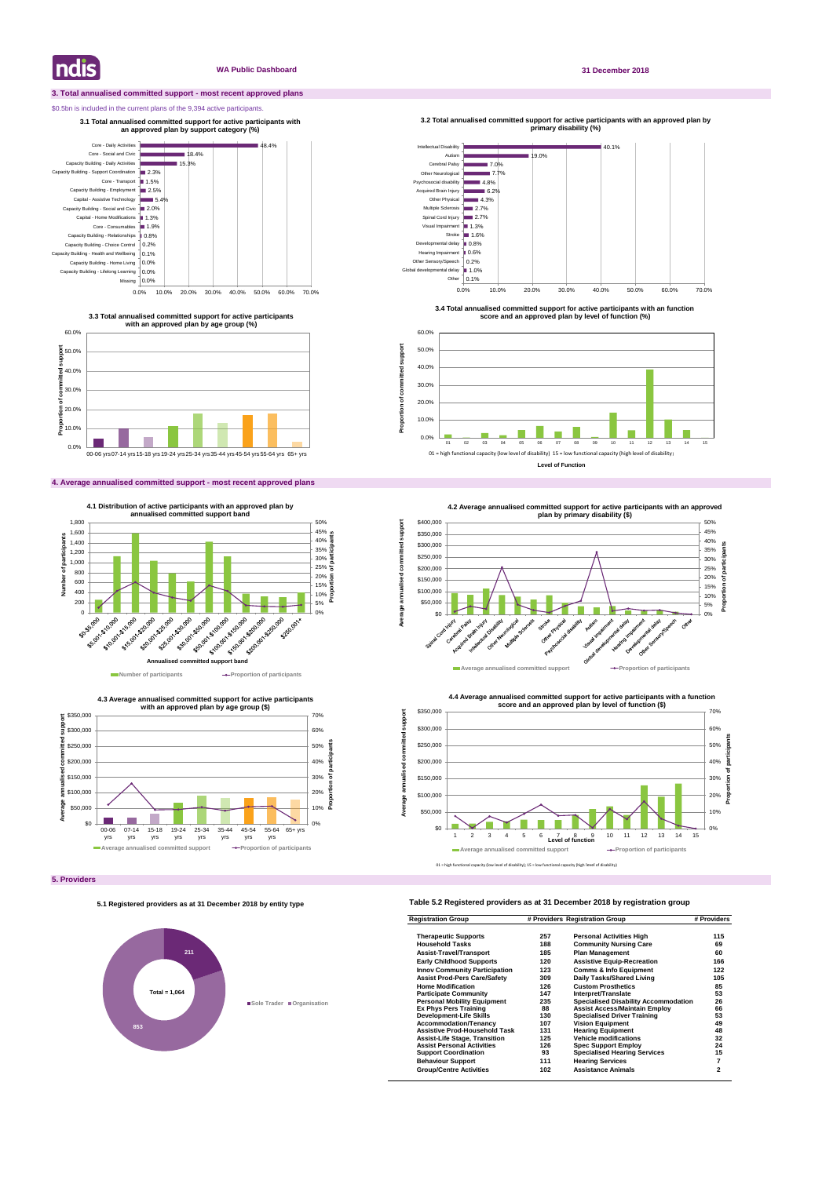## 3. Total annualised committed support - most recent approved plans

$0.5bn is included in the current plans of the 9,394 active participants.

**3.1 Total annualised committed support for active participants with an approved plan by support category (%)**

| Support category | % |
|---|---|
| Core - Daily Activities | 48.4% |
| Core - Social and Civic | 18.4% |
| Capacity Building - Daily Activities | 15.3% |
| Capacity Building - Support Coordination | 2.3% |
| Core - Transport | 1.5% |
| Capacity Building - Employment | 2.5% |
| Capital - Assistive Technology | 5.4% |
| Capacity Building - Social and Civic | 2.0% |
| Capital - Home Modifications | 1.3% |
| Core - Consumables | 1.9% |
| Capacity Building - Relationships | 0.8% |
| Capacity Building - Choice Control | 0.2% |
| Capacity Building - Health and Wellbeing | 0.1% |
| Capacity Building - Home Living | 0.0% |
| Capacity Building - Lifelong Learning | 0.0% |
| Missing | 0.0% |

**3.2 Total annualised committed support for active participants with an approved plan by primary disability (%)**

| Primary disability | % |
|---|---|
| Intellectual Disability | 40.1% |
| Autism | 19.0% |
| Cerebral Palsy | 7.0% |
| Other Neurological | 7.7% |
| Psychosocial disability | 4.8% |
| Acquired Brain Injury | 6.2% |
| Other Physical | 4.3% |
| Multiple Sclerosis | 2.7% |
| Spinal Cord Injury | 2.7% |
| Visual Impairment | 1.3% |
| Stroke | 1.6% |
| Developmental delay | 0.8% |
| Hearing Impairment | 0.6% |
| Other Sensory/Speech | 0.2% |
| Global developmental delay | 1.0% |
| Other | 0.1% |

**3.3 Total annualised committed support for active participants with an approved plan by age group (%)**

Age groups: 00-06 yrs, 07-14 yrs, 15-18 yrs, 19-24 yrs, 25-34 yrs, 35-44 yrs, 45-54 yrs, 55-64 yrs, 65+ yrs

**3.4 Total annualised committed support for active participants with an function score and an approved plan by level of function (%)**

01 = high functional capacity (low level of disability) 15 = low functional capacity (high level of disability)

## 4. Average annualised committed support - most recent approved plans

**4.1 Distribution of active participants with an approved plan by annualised committed support band**

Annualised committed support bands: $0-$5,000; $5,001-$10,000; $10,001-$15,000; $15,001-$20,000; $20,001-$25,000; $25,001-$30,000; $30,001-$50,000; $50,001-$100,000; $100,001-$150,000; $150,001-$200,000; $200,001-$250,000; $250,001+

Number of participants / Proportion of participants

**4.2 Average annualised committed support for active participants with an approved plan by primary disability ($)**

Average annualised committed support / Proportion of participants

**4.3 Average annualised committed support for active participants with an approved plan by age group ($)**

Average annualised committed support / Proportion of participants

**4.4 Average annualised committed support for active participants with a function score and an approved plan by level of function ($)**

Average annualised committed support / Proportion of participants

01 = high functional capacity (low level of disability); 15 = low functional capacity (high level of disability)

## 5. Providers

**5.1 Registered providers as at 31 December 2018 by entity type**

| Entity type | Number |
|---|---|
| Sole Trader | 211 |
| Organisation | 853 |
| Total | 1,064 |

**Table 5.2 Registered providers as at 31 December 2018 by registration group**

| Registration Group | # Providers | Registration Group | # Providers |
|---|---|---|---|
| Therapeutic Supports | 257 | Personal Activities High | 115 |
| Household Tasks | 188 | Community Nursing Care | 69 |
| Assist-Travel/Transport | 185 | Plan Management | 60 |
| Early Childhood Supports | 120 | Assistive Equip-Recreation | 166 |
| Innov Community Participation | 123 | Comms & Info Equipment | 122 |
| Assist Prod-Pers Care/Safety | 309 | Daily Tasks/Shared Living | 105 |
| Home Modification | 126 | Custom Prosthetics | 85 |
| Participate Community | 147 | Interpret/Translate | 53 |
| Personal Mobility Equipment | 235 | Specialised Disability Accommodation | 26 |
| Ex Phys Pers Training | 88 | Assist Access/Maintain Employ | 66 |
| Development-Life Skills | 130 | Specialised Driver Training | 53 |
| Accommodation/Tenancy | 107 | Vision Equipment | 49 |
| Assistive Prod-Household Task | 131 | Hearing Equipment | 48 |
| Assist-Life Stage, Transition | 125 | Vehicle modifications | 32 |
| Assist Personal Activities | 126 | Spec Support Employ | 24 |
| Support Coordination | 93 | Specialised Hearing Services | 15 |
| Behaviour Support | 111 | Hearing Services | 7 |
| Group/Centre Activities | 102 | Assistance Animals | 2 |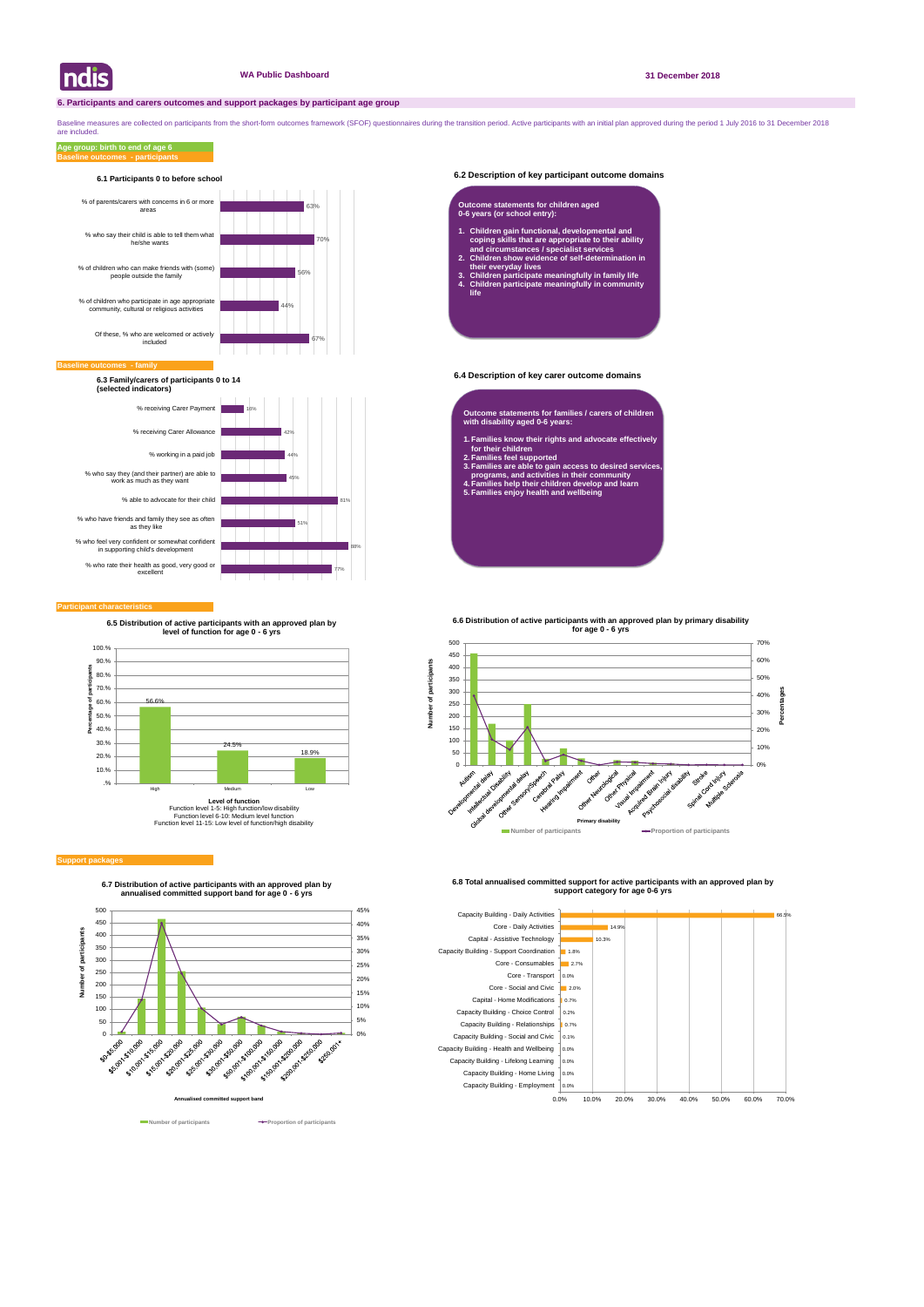# 6. Participants and carers outcomes and support packages by participant age group

Baseline measures are collected on participants from the short-form outcomes framework (SFOF) questionnaires during the transition period. Active participants with an initial plan approved during the period 1 July 2016 to 31 December 2018 are included.

**Age group: birth to end of age 6**

## Baseline outcomes - participants

### 6.1 Participants 0 to before school

| Indicator | % |
|---|---|
| % of parents/carers with concerns in 6 or more areas | 63% |
| % who say their child is able to tell them what he/she wants | 70% |
| % of children who can make friends with (some) people outside the family | 56% |
| % of children who participate in age appropriate community, cultural or religious activities | 44% |
| Of these, % who are welcomed or actively included | 67% |

### 6.2 Description of key participant outcome domains

**Outcome statements for children aged 0-6 years (or school entry):**

1. Children gain functional, developmental and coping skills that are appropriate to their ability and circumstances / specialist services
2. Children show evidence of self-determination in their everyday lives
3. Children participate meaningfully in family life
4. Children participate meaningfully in community life

## Baseline outcomes - family

### 6.3 Family/carers of participants 0 to 14 (selected indicators)

| Indicator | % |
|---|---|
| % receiving Carer Payment | 18% |
| % receiving Carer Allowance | 42% |
| % working in a paid job | 44% |
| % who say they (and their partner) are able to work as much as they want | 45% |
| % able to advocate for their child | 81% |
| % who have friends and family they see as often as they like | 51% |
| % who feel very confident or somewhat confident in supporting child's development | 88% |
| % who rate their health as good, very good or excellent | 77% |

### 6.4 Description of key carer outcome domains

**Outcome statements for families / carers of children with disability aged 0-6 years:**

1. Families know their rights and advocate effectively for their children
2. Families feel supported
3. Families are able to gain access to desired services, programs, and activities in their community
4. Families help their children develop and learn
5. Families enjoy health and wellbeing

## Participant characteristics

### 6.5 Distribution of active participants with an approved plan by level of function for age 0 - 6 yrs

| Level of function | Percentage of participants |
|---|---|
| High | 56.6% |
| Medium | 24.5% |
| Low | 18.9% |

Level of function
Function level 1-5: High function/low disability
Function level 6-10: Medium level function
Function level 11-15: Low level of function/high disability

### 6.6 Distribution of active participants with an approved plan by primary disability for age 0 - 6 yrs

Primary disability categories: Autism, Developmental delay, Intellectual Disability, Global developmental delay, Other Sensory/Speech, Cerebral Palsy, Hearing Impairment, Other, Other Neurological, Other Physical, Visual Impairment, Acquired Brain Injury, Psychosocial disability, Stroke, Spinal Cord Injury, Multiple Sclerosis

Number of participants / Proportion of participants

## Support packages

### 6.7 Distribution of active participants with an approved plan by annualised committed support band for age 0 - 6 yrs

Annualised committed support band: $0-$5,000; $5,001-$10,000; $10,001-$15,000; $15,001-$20,000; $20,001-$25,000; $25,001-$30,000; $30,001-$50,000; $50,001-$100,000; $100,001-$150,000; $150,001-$200,000; $200,001-$250,000; $250,001+

Number of participants / Proportion of participants

### 6.8 Total annualised committed support for active participants with an approved plan by support category for age 0-6 yrs

| Support category | % |
|---|---|
| Capacity Building - Daily Activities | 66.5% |
| Core - Daily Activities | 14.9% |
| Capital - Assistive Technology | 10.3% |
| Capacity Building - Support Coordination | 1.8% |
| Core - Consumables | 2.7% |
| Core - Transport | 0.0% |
| Core - Social and Civic | 2.0% |
| Capital - Home Modifications | 0.7% |
| Capacity Building - Choice Control | 0.2% |
| Capacity Building - Relationships | 0.7% |
| Capacity Building - Social and Civic | 0.1% |
| Capacity Building - Health and Wellbeing | 0.0% |
| Capacity Building - Lifelong Learning | 0.0% |
| Capacity Building - Home Living | 0.0% |
| Capacity Building - Employment | 0.0% |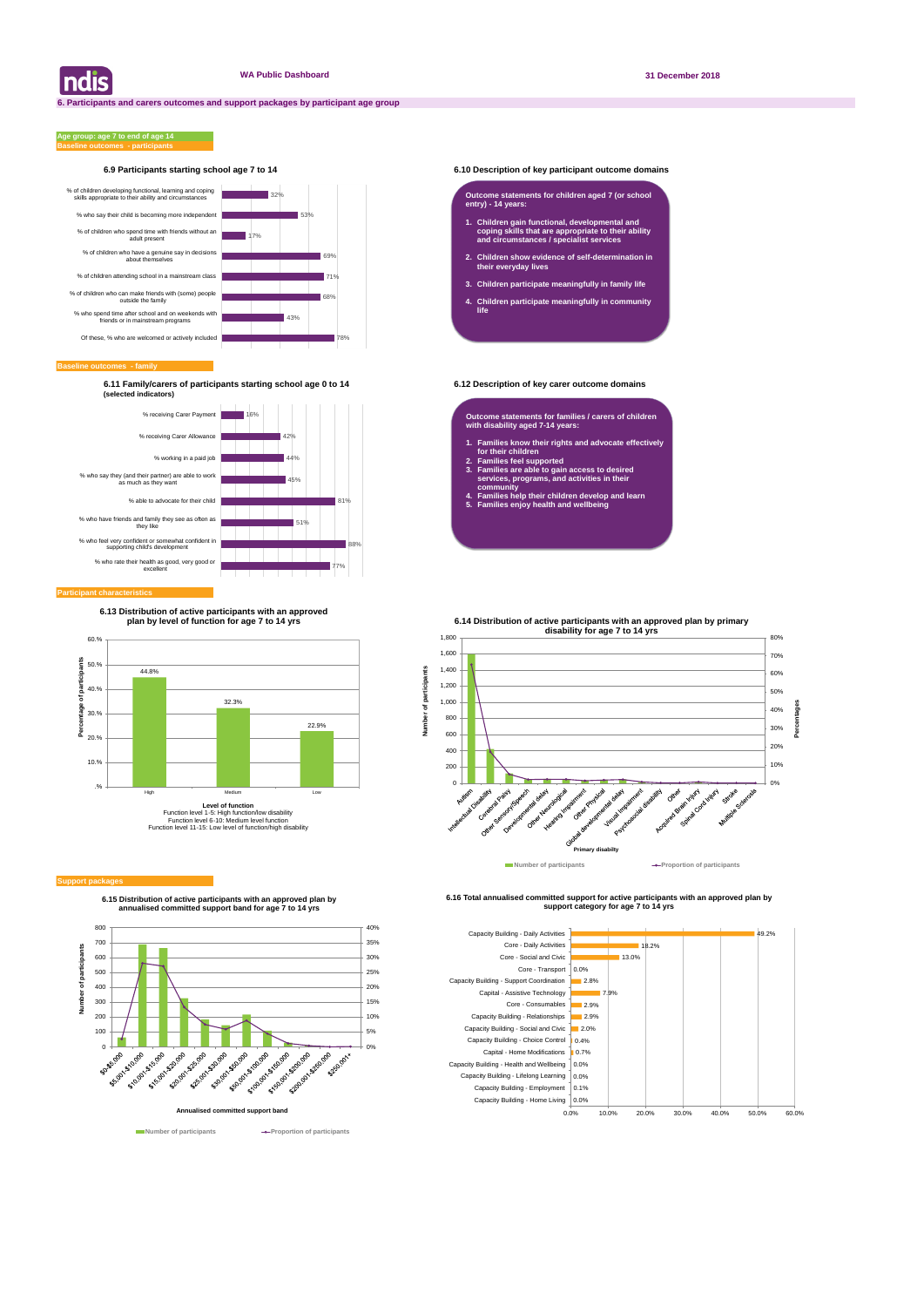**WA Public Dashboard** — **31 December 2018**

## 6. Participants and carers outcomes and support packages by participant age group

**Age group: age 7 to end of age 14**

**Baseline outcomes - participants**

### 6.9 Participants starting school age 7 to 14

| Indicator | % |
|---|---|
| % of children developing functional, learning and coping skills appropriate to their ability and circumstances | 32% |
| % who say their child is becoming more independent | 53% |
| % of children who spend time with friends without an adult present | 17% |
| % of children who have a genuine say in decisions about themselves | 69% |
| % of children attending school in a mainstream class | 71% |
| % of children who can make friends with (some) people outside the family | 68% |
| % who spend time after school and on weekends with friends or in mainstream programs | 43% |
| Of these, % who are welcomed or actively included | 78% |

### 6.10 Description of key participant outcome domains

**Outcome statements for children aged 7 (or school entry) - 14 years:**

1. Children gain functional, developmental and coping skills that are appropriate to their ability and circumstances / specialist services
2. Children show evidence of self-determination in their everyday lives
3. Children participate meaningfully in family life
4. Children participate meaningfully in community life

**Baseline outcomes - family**

### 6.11 Family/carers of participants starting school age 0 to 14 (selected indicators)

| Indicator | % |
|---|---|
| % receiving Carer Payment | 16% |
| % receiving Carer Allowance | 42% |
| % working in a paid job | 44% |
| % who say they (and their partner) are able to work as much as they want | 45% |
| % able to advocate for their child | 81% |
| % who have friends and family they see as often as they like | 51% |
| % who feel very confident or somewhat confident in supporting child's development | 88% |
| % who rate their health as good, very good or excellent | 77% |

### 6.12 Description of key carer outcome domains

**Outcome statements for families / carers of children with disability aged 7-14 years:**

1. Families know their rights and advocate effectively for their children
2. Families feel supported
3. Families are able to gain access to desired services, programs, and activities in their community
4. Families help their children develop and learn
5. Families enjoy health and wellbeing

**Participant characteristics**

### 6.13 Distribution of active participants with an approved plan by level of function for age 7 to 14 yrs

| Level of function | Percentage of participants |
|---|---|
| High | 44.8% |
| Medium | 32.3% |
| Low | 22.9% |

Level of function
Function level 1-5: High function/low disability
Function level 6-10: Medium level function
Function level 11-15: Low level of function/high disability

### 6.14 Distribution of active participants with an approved plan by primary disability for age 7 to 14 yrs

Primary disability: Autism, Intellectual Disability, Cerebral Palsy, Other Sensory/Speech, Developmental delay, Other Neurological, Hearing Impairment, Other Physical, Global developmental delay, Visual Impairment, Psychosocial disability, Other, Acquired Brain Injury, Spinal Cord Injury, Stroke, Multiple Sclerosis

Number of participants — Proportion of participants

**Support packages**

### 6.15 Distribution of active participants with an approved plan by annualised committed support band for age 7 to 14 yrs

Annualised committed support band: $0-$5,000; $5,001-$10,000; $10,001-$15,000; $15,001-$20,000; $20,001-$25,000; $25,001-$30,000; $30,001-$50,000; $50,001-$100,000; $100,001-$150,000; $150,001-$200,000; $200,001-$250,000; $250,001+

Number of participants — Proportion of participants

### 6.16 Total annualised committed support for active participants with an approved plan by support category for age 7 to 14 yrs

| Support category | % |
|---|---|
| Capacity Building - Daily Activities | 49.2% |
| Core - Daily Activities | 18.2% |
| Core - Social and Civic | 13.0% |
| Core - Transport | 0.0% |
| Capacity Building - Support Coordination | 2.8% |
| Capital - Assistive Technology | 7.9% |
| Core - Consumables | 2.9% |
| Capacity Building - Relationships | 2.9% |
| Capacity Building - Social and Civic | 2.0% |
| Capacity Building - Choice Control | 0.4% |
| Capital - Home Modifications | 0.7% |
| Capacity Building - Health and Wellbeing | 0.0% |
| Capacity Building - Lifelong Learning | 0.0% |
| Capacity Building - Employment | 0.1% |
| Capacity Building - Home Living | 0.0% |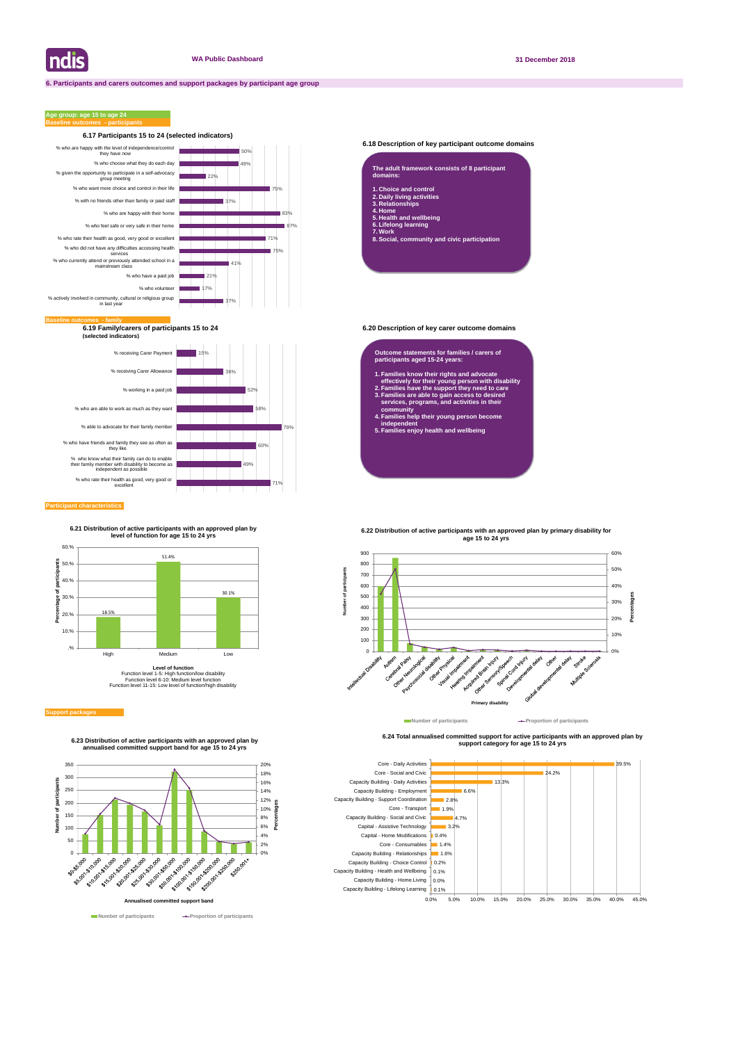WA Public Dashboard

31 December 2018

## 6. Participants and carers outcomes and support packages by participant age group

**Age group: age 15 to age 24**

**Baseline outcomes - participants**

### 6.17 Participants 15 to 24 (selected indicators)

| Indicator | % |
|---|---|
| % who are happy with the level of independence/control they have now | 50% |
| % who choose what they do each day | 49% |
| % given the opportunity to participate in a self-advocacy group meeting | 22% |
| % who want more choice and control in their life | 75% |
| % with no friends other than family or paid staff | 37% |
| % who are happy with their home | 83% |
| % who feel safe or very safe in their home | 87% |
| % who rate their health as good, very good or excellent | 71% |
| % who did not have any difficulties accessing health services | 75% |
| % who currently attend or previously attended school in a mainstream class | 41% |
| % who have a paid job | 21% |
| % who volunteer | 17% |
| % actively involved in community, cultural or religious group in last year | 37% |

### 6.18 Description of key participant outcome domains

The adult framework consists of 8 participant domains:

1. Choice and control
2. Daily living activities
3. Relationships
4. Home
5. Health and wellbeing
6. Lifelong learning
7. Work
8. Social, community and civic participation

**Baseline outcomes - family**

### 6.19 Family/carers of participants 15 to 24 (selected indicators)

| Indicator | % |
|---|---|
| % receiving Carer Payment | 15% |
| % receiving Carer Allowance | 36% |
| % working in a paid job | 52% |
| % who are able to work as much as they want | 58% |
| % able to advocate for their family member | 79% |
| % who have friends and family they see as often as they like | 60% |
| % who know what their family can do to enable their family member with disability to become as independent as possible | 49% |
| % who rate their health as good, very good or excellent | 71% |

### 6.20 Description of key carer outcome domains

Outcome statements for families / carers of participants aged 15-24 years:

1. Families know their rights and advocate effectively for their young person with disability
2. Families have the support they need to care
3. Families are able to gain access to desired services, programs, and activities in their community
4. Families help their young person become independent
5. Families enjoy health and wellbeing

**Participant characteristics**

### 6.21 Distribution of active participants with an approved plan by level of function for age 15 to 24 yrs

| Level of function | Percentage of participants |
|---|---|
| High | 18.5% |
| Medium | 51.4% |
| Low | 30.1% |

Level of function
Function level 1-5: High function/low disability
Function level 6-10: Medium level function
Function level 11-15: Low level of function/high disability

### 6.22 Distribution of active participants with an approved plan by primary disability for age 15 to 24 yrs

Primary disability categories: Intellectual Disability, Autism, Cerebral Palsy, Other Neurological, Psychosocial disability, Other Physical, Visual Impairment, Hearing Impairment, Acquired Brain Injury, Other Sensory/Speech, Spinal Cord Injury, Developmental delay, Other, Global developmental delay, Stroke, Multiple Sclerosis

Number of participants / Proportion of participants

**Support packages**

### 6.23 Distribution of active participants with an approved plan by annualised committed support band for age 15 to 24 yrs

Annualised committed support bands: $0-$5,000; $5,001-$10,000; $10,001-$15,000; $15,001-$20,000; $20,001-$25,000; $25,001-$30,000; $30,001-$50,000; $50,001-$100,000; $100,001-$150,000; $150,001-$200,000; $200,001-$250,000; $250,001+

Number of participants / Proportion of participants

### 6.24 Total annualised committed support for active participants with an approved plan by support category for age 15 to 24 yrs

| Support category | % |
|---|---|
| Core - Daily Activities | 39.5% |
| Core - Social and Civic | 24.2% |
| Capacity Building - Daily Activities | 13.3% |
| Capacity Building - Employment | 6.6% |
| Capacity Building - Support Coordination | 2.8% |
| Core - Transport | 1.9% |
| Capacity Building - Social and Civic | 4.7% |
| Capital - Assistive Technology | 3.2% |
| Capital - Home Modifications | 0.4% |
| Core - Consumables | 1.4% |
| Capacity Building - Relationships | 1.6% |
| Capacity Building - Choice Control | 0.2% |
| Capacity Building - Health and Wellbeing | 0.1% |
| Capacity Building - Home Living | 0.0% |
| Capacity Building - Lifelong Learning | 0.1% |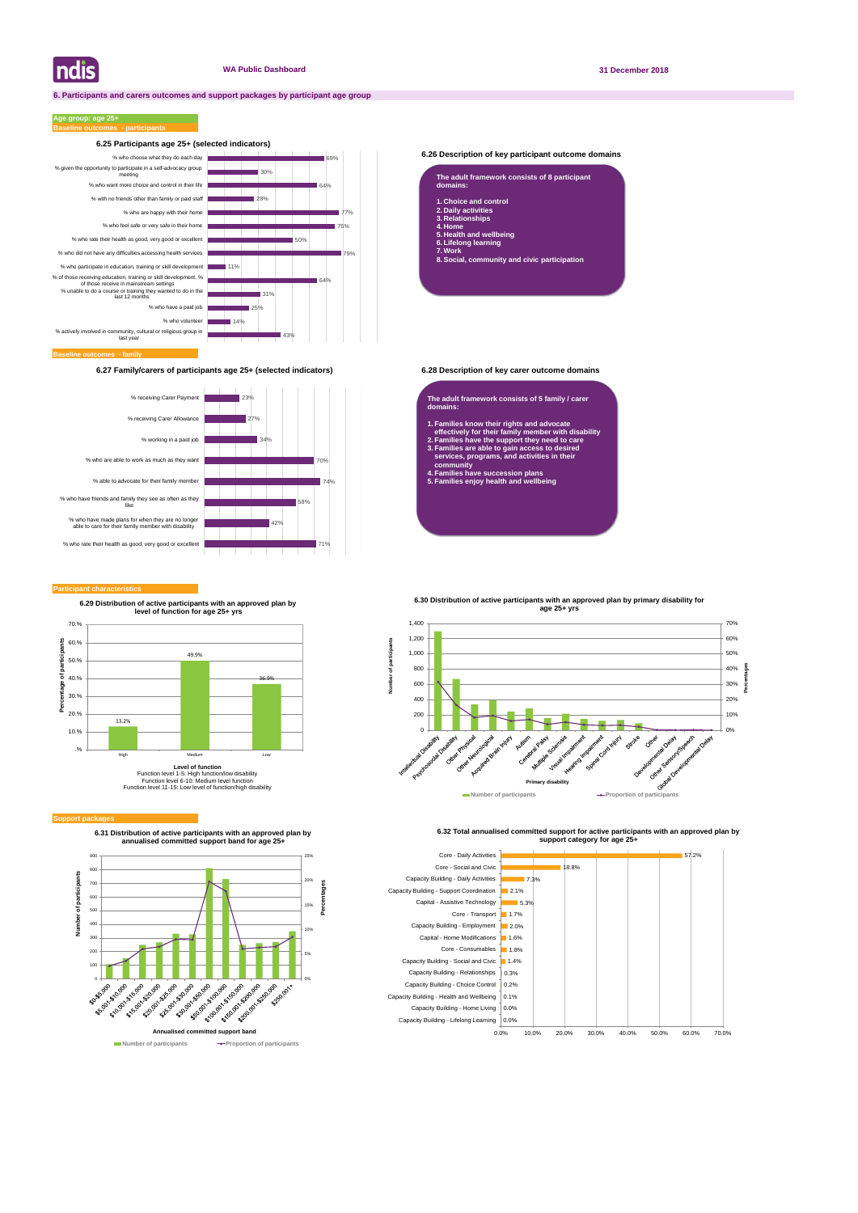WA Public Dashboard

31 December 2018

## 6. Participants and carers outcomes and support packages by participant age group

**Age group: age 25+**

**Baseline outcomes - participants**

### 6.25 Participants age 25+ (selected indicators)

% who choose what they do each day 69%
% given the opportunity to participate in a self-advocacy group meeting 30%
% who want more choice and control in their life 64%
% with no friends other than family or paid staff 28%
% who are happy with their home 77%
% who feel safe or very safe in their home 75%
% who rate their health as good, very good or excellent 50%
% who did not have any difficulties accessing health services 79%
% who participate in education, training or skill development 11%
% of those receiving education, training or skill development, % of those receive in mainstream settings 64%
% unable to do a course or training they wanted to do in the last 12 months 31%
% who have a paid job 25%
% who volunteer 14%
% actively involved in community, cultural or religious group in last year 43%

### 6.26 Description of key participant outcome domains

**The adult framework consists of 8 participant domains:**

1. Choice and control
2. Daily activities
3. Relationships
4. Home
5. Health and wellbeing
6. Lifelong learning
7. Work
8. Social, community and civic participation

**Baseline outcomes - family**

### 6.27 Family/carers of participants age 25+ (selected indicators)

% receiving Carer Payment 23%
% receiving Carer Allowance 27%
% working in a paid job 34%
% who are able to work as much as they want 70%
% able to advocate for their family member 74%
% who have friends and family they see as often as they like 58%
% who have made plans for when they are no longer able to care for their family member with disability 42%
% who rate their health as good, very good or excellent 71%

### 6.28 Description of key carer outcome domains

**The adult framework consists of 5 family / carer domains:**

1. Families know their rights and advocate effectively for their family member with disability
2. Families have the support they need to care
3. Families are able to gain access to desired services, programs, and activities in their community
4. Families have succession plans
5. Families enjoy health and wellbeing

**Participant characteristics**

### 6.29 Distribution of active participants with an approved plan by level of function for age 25+ yrs

Percentage of participants
70.% 60.% 50.% 40.% 30.% 20.% 10.% .%
High 13.2%
Medium 49.9%
Low 36.9%

Level of function
Function level 1-5: High function/low disability
Function level 6-10: Medium level function
Function level 11-15: Low level of function/high disability

### 6.30 Distribution of active participants with an approved plan by primary disability for age 25+ yrs

Number of participants
0 200 400 600 800 1,000 1,200 1,400
Percentages
0% 10% 20% 30% 40% 50% 60% 70%

Intellectual Disability, Psychosocial Disability, Other Physical, Other Neurological, Acquired Brain Injury, Autism, Cerebral Palsy, Multiple Sclerosis, Visual Impairment, Hearing Impairment, Spinal Cord Injury, Stroke, Other, Developmental Delay, Other Sensory/Speech, Global Developmental Delay

Primary disability

Number of participants — Proportion of participants

**Support packages**

### 6.31 Distribution of active participants with an approved plan by annualised committed support band for age 25+

Number of participants
0 100 200 300 400 500 600 700 800 900
Percentages
0% 5% 10% 15% 20% 25%

$0-$5,000, $5,001-$10,000, $10,001-$15,000, $15,001-$20,000, $20,001-$25,000, $25,001-$30,000, $30,001-$50,000, $50,001-$100,000, $100,001-$150,000, $150,001-$200,000, $200,001-$250,000, $250,001+

Annualised committed support band

Number of participants — Proportion of participants

### 6.32 Total annualised committed support for active participants with an approved plan by support category for age 25+

Core - Daily Activities 57.2%
Core - Social and Civic 18.8%
Capacity Building - Daily Activities 7.3%
Capacity Building - Support Coordination 2.1%
Capital - Assistive Technology 5.3%
Core - Transport 1.7%
Capacity Building - Employment 2.0%
Capital - Home Modifications 1.6%
Core - Consumables 1.8%
Capacity Building - Social and Civic 1.4%
Capacity Building - Relationships 0.3%
Capacity Building - Choice Control 0.2%
Capacity Building - Health and Wellbeing 0.1%
Capacity Building - Home Living 0.0%
Capacity Building - Lifelong Learning 0.0%

0.0% 10.0% 20.0% 30.0% 40.0% 50.0% 60.0% 70.0%